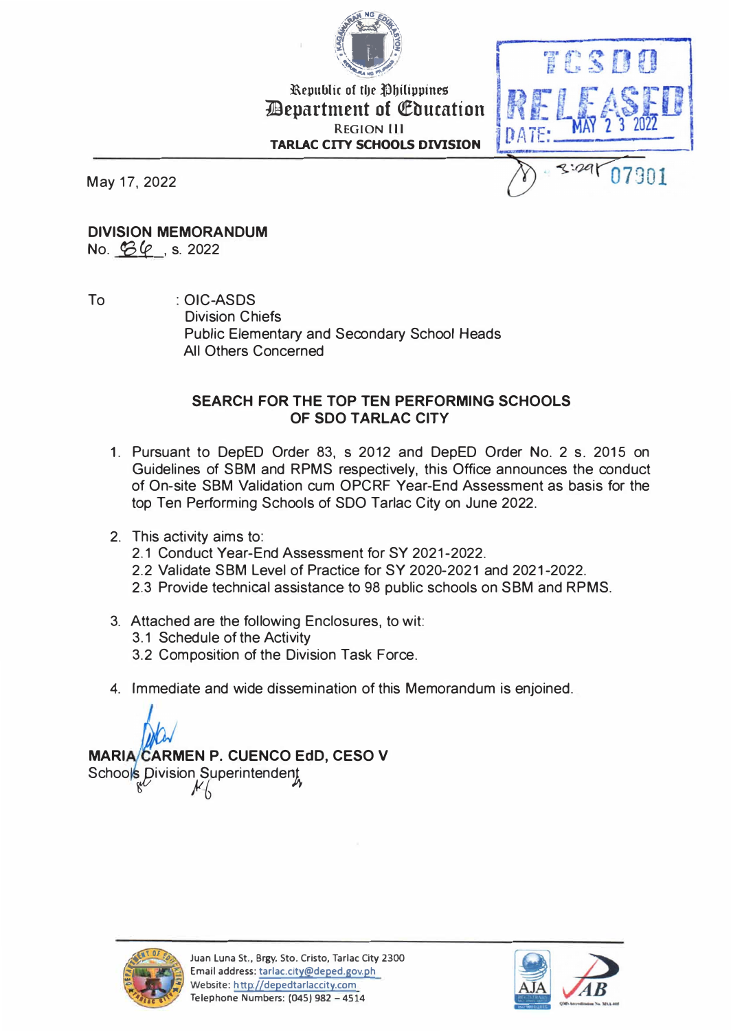Republic of the Philippines
Department of Education
REGION III
TARLAC CITY SCHOOLS DIVISION

TCSDO RELEASED DATE: MAY 23 2022 3:29 07301

May 17, 2022

**DIVISION MEMORANDUM**
No. 86, s. 2022

To : OIC-ASDS
Division Chiefs
Public Elementary and Secondary School Heads
All Others Concerned

**SEARCH FOR THE TOP TEN PERFORMING SCHOOLS OF SDO TARLAC CITY**

1. Pursuant to DepED Order 83, s 2012 and DepED Order No. 2 s. 2015 on Guidelines of SBM and RPMS respectively, this Office announces the conduct of On-site SBM Validation cum OPCRF Year-End Assessment as basis for the top Ten Performing Schools of SDO Tarlac City on June 2022.

2. This activity aims to:
   2.1 Conduct Year-End Assessment for SY 2021-2022.
   2.2 Validate SBM Level of Practice for SY 2020-2021 and 2021-2022.
   2.3 Provide technical assistance to 98 public schools on SBM and RPMS.

3. Attached are the following Enclosures, to wit:
   3.1 Schedule of the Activity
   3.2 Composition of the Division Task Force.

4. Immediate and wide dissemination of this Memorandum is enjoined.

**MARIA CARMEN P. CUENCO EdD, CESO V**
Schools Division Superintendent

Juan Luna St., Brgy. Sto. Cristo, Tarlac City 2300
Email address: tarlac.city@deped.gov.ph
Website: http://depedtarlaccity.com
Telephone Numbers: (045) 982 – 4514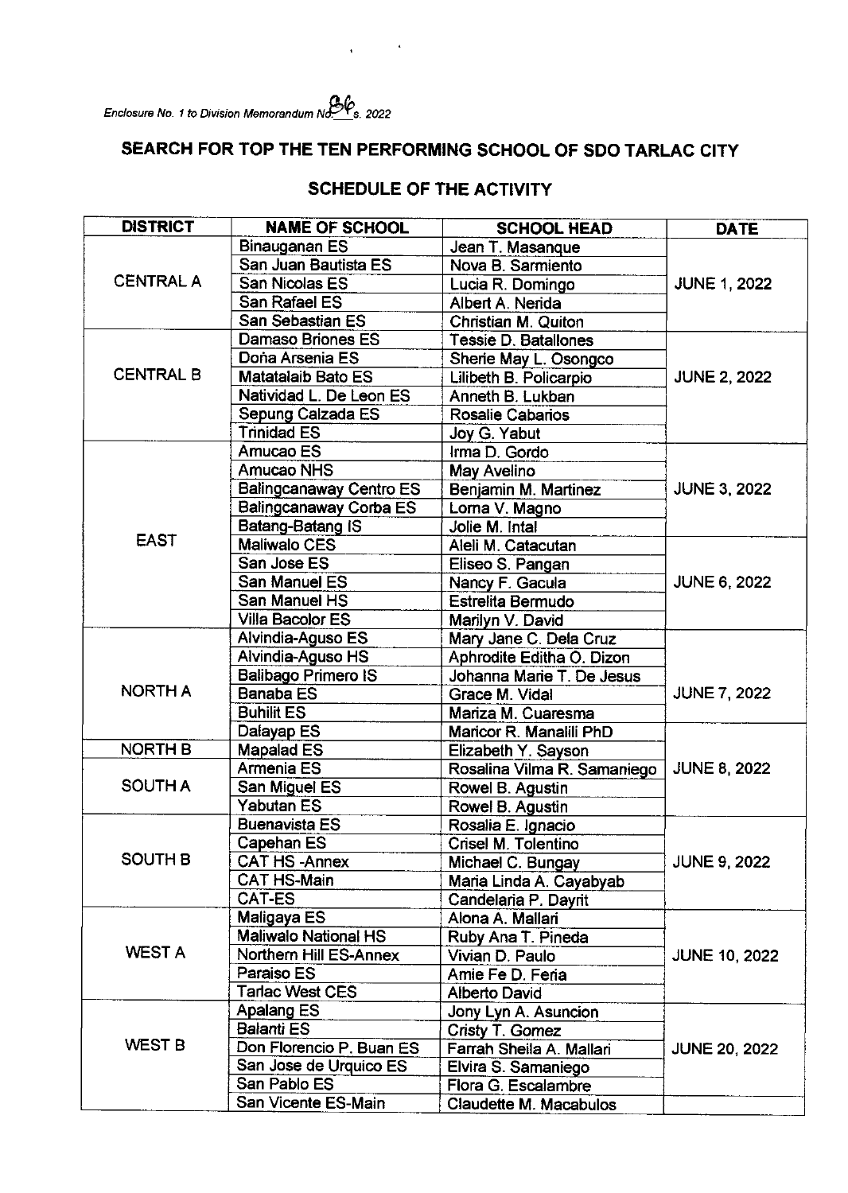*Enclosure No. 1 to Division Memorandum No. 86 s. 2022*

## SEARCH FOR TOP THE TEN PERFORMING SCHOOL OF SDO TARLAC CITY

### SCHEDULE OF THE ACTIVITY

| DISTRICT | NAME OF SCHOOL | SCHOOL HEAD | DATE |
|---|---|---|---|
| CENTRAL A | Binauganan ES | Jean T. Masanque | JUNE 1, 2022 |
| | San Juan Bautista ES | Nova B. Sarmiento | |
| | San Nicolas ES | Lucia R. Domingo | |
| | San Rafael ES | Albert A. Nerida | |
| | San Sebastian ES | Christian M. Quiton | |
| CENTRAL B | Damaso Briones ES | Tessie D. Batallones | JUNE 2, 2022 |
| | Doña Arsenia ES | Sherie May L. Osongco | |
| | Matatalaib Bato ES | Lilibeth B. Policarpio | |
| | Natividad L. De Leon ES | Anneth B. Lukban | |
| | Sepung Calzada ES | Rosalie Cabarios | |
| | Trinidad ES | Joy G. Yabut | |
| EAST | Amucao ES | Irma D. Gordo | JUNE 3, 2022 |
| | Amucao NHS | May Avelino | |
| | Balingcanaway Centro ES | Benjamin M. Martinez | |
| | Balingcanaway Corba ES | Lorna V. Magno | |
| | Batang-Batang IS | Jolie M. Intal | |
| | Maliwalo CES | Aleli M. Catacutan | JUNE 6, 2022 |
| | San Jose ES | Eliseo S. Pangan | |
| | San Manuel ES | Nancy F. Gacula | |
| | San Manuel HS | Estrelita Bermudo | |
| | Villa Bacolor ES | Marilyn V. David | |
| NORTH A | Alvindia-Aguso ES | Mary Jane C. Dela Cruz | JUNE 7, 2022 |
| | Alvindia-Aguso HS | Aphrodite Editha O. Dizon | |
| | Balibago Primero IS | Johanna Marie T. De Jesus | |
| | Banaba ES | Grace M. Vidal | |
| | Buhilit ES | Mariza M. Cuaresma | |
| | Dalayap ES | Maricor R. Manalili PhD | JUNE 8, 2022 |
| NORTH B | Mapalad ES | Elizabeth Y. Sayson | |
| SOUTH A | Armenia ES | Rosalina Vilma R. Samaniego | |
| | San Miguel ES | Rowel B. Agustin | |
| | Yabutan ES | Rowel B. Agustin | |
| SOUTH B | Buenavista ES | Rosalia E. Ignacio | JUNE 9, 2022 |
| | Capehan ES | Crisel M. Tolentino | |
| | CAT HS -Annex | Michael C. Bungay | |
| | CAT HS-Main | Maria Linda A. Cayabyab | |
| | CAT-ES | Candelaria P. Dayrit | |
| WEST A | Maligaya ES | Alona A. Mallari | JUNE 10, 2022 |
| | Maliwalo National HS | Ruby Ana T. Pineda | |
| | Northern Hill ES-Annex | Vivian D. Paulo | |
| | Paraiso ES | Amie Fe D. Feria | |
| | Tarlac West CES | Alberto David | |
| WEST B | Apalang ES | Jony Lyn A. Asuncion | JUNE 20, 2022 |
| | Balanti ES | Cristy T. Gomez | |
| | Don Florencio P. Buan ES | Farrah Sheila A. Mallari | |
| | San Jose de Urquico ES | Elvira S. Samaniego | |
| | San Pablo ES | Flora G. Escalambre | |
| | San Vicente ES-Main | Claudette M. Macabulos | |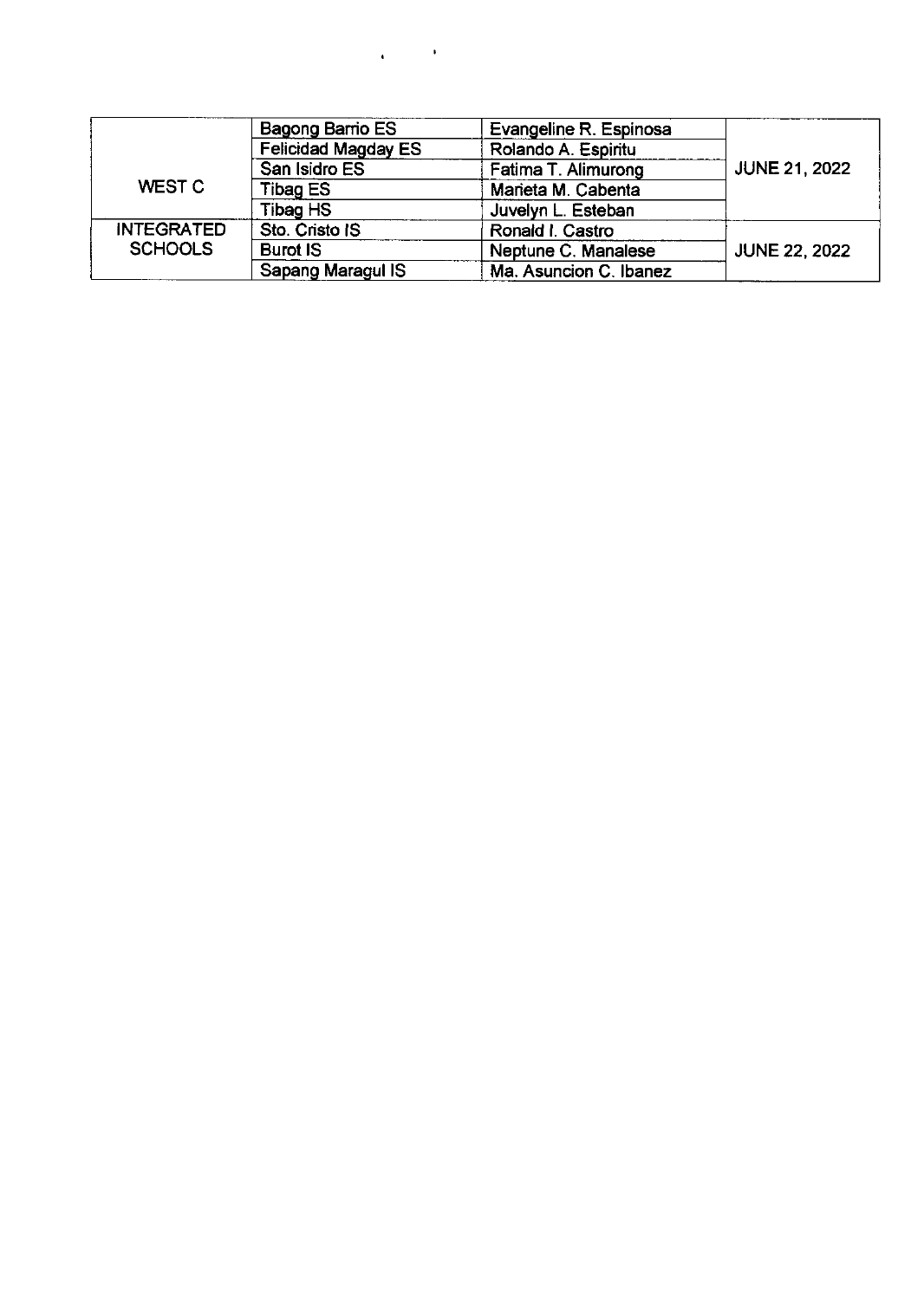| | | | |
|---|---|---|---|
| WEST C | Bagong Barrio ES | Evangeline R. Espinosa | JUNE 21, 2022 |
| | Felicidad Magday ES | Rolando A. Espiritu | |
| | San Isidro ES | Fatima T. Alimurong | |
| | Tibag ES | Marieta M. Cabenta | |
| | Tibag HS | Juvelyn L. Esteban | |
| INTEGRATED SCHOOLS | Sto. Cristo IS | Ronald I. Castro | JUNE 22, 2022 |
| | Burot IS | Neptune C. Manalese | |
| | Sapang Maragul IS | Ma. Asuncion C. Ibanez | |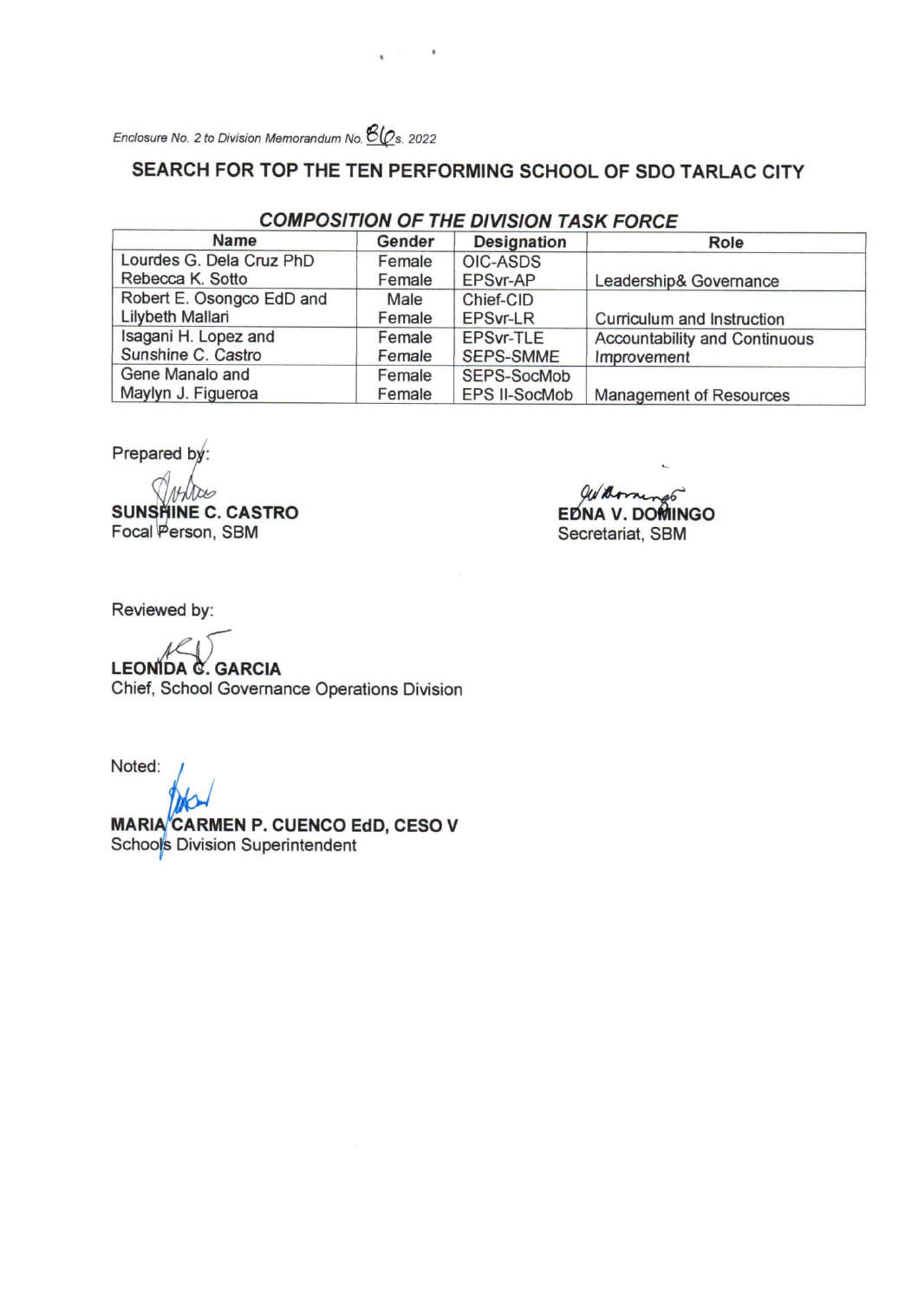*Enclosure No. 2 to Division Memorandum No. 816s. 2022*

## SEARCH FOR TOP THE TEN PERFORMING SCHOOL OF SDO TARLAC CITY

### *COMPOSITION OF THE DIVISION TASK FORCE*

| Name | Gender | Designation | Role |
|---|---|---|---|
| Lourdes G. Dela Cruz PhD<br>Rebecca K. Sotto | Female<br>Female | OIC-ASDS<br>EPSvr-AP | Leadership& Governance |
| Robert E. Osongco EdD and<br>Lilybeth Mallari | Male<br>Female | Chief-CID<br>EPSvr-LR | Curriculum and Instruction |
| Isagani H. Lopez and<br>Sunshine C. Castro | Female<br>Female | EPSvr-TLE<br>SEPS-SMME | Accountability and Continuous Improvement |
| Gene Manalo and<br>Maylyn J. Figueroa | Female<br>Female | SEPS-SocMob<br>EPS II-SocMob | Management of Resources |

Prepared by:

**SUNSHINE C. CASTRO**
Focal Person, SBM

**EDNA V. DOMINGO**
Secretariat, SBM

Reviewed by:

**LEONIDA C. GARCIA**
Chief, School Governance Operations Division

Noted:

**MARIA CARMEN P. CUENCO EdD, CESO V**
Schools Division Superintendent